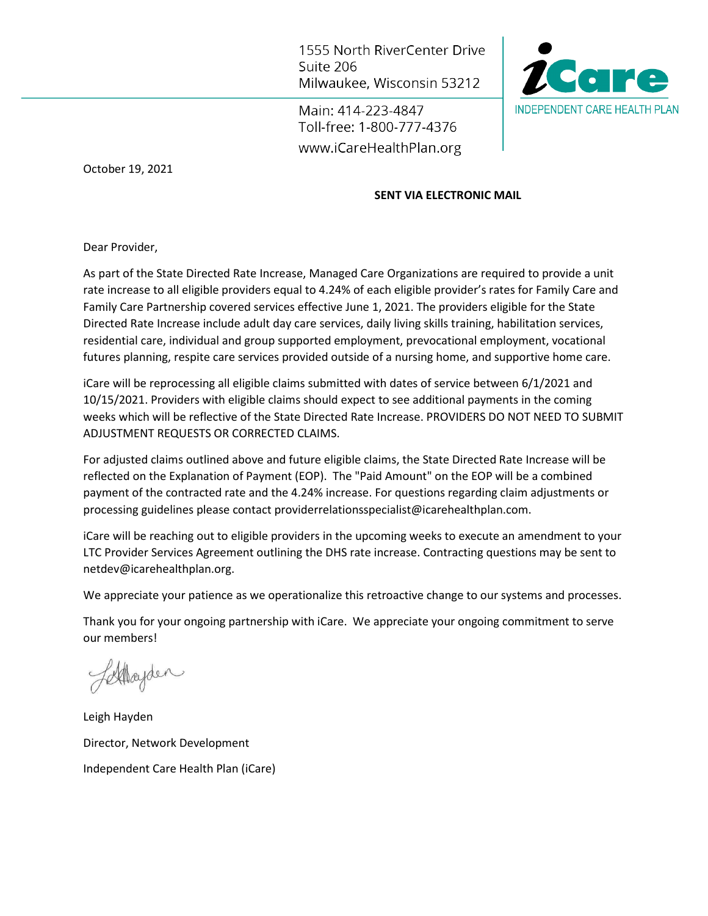1555 North RiverCenter Drive
Suite 206
Milwaukee, Wisconsin 53212

Main: 414-223-4847
Toll-free: 1-800-777-4376
www.iCareHealthPlan.org

**iCare**
INDEPENDENT CARE HEALTH PLAN

October 19, 2021

**SENT VIA ELECTRONIC MAIL**

Dear Provider,

As part of the State Directed Rate Increase, Managed Care Organizations are required to provide a unit rate increase to all eligible providers equal to 4.24% of each eligible provider's rates for Family Care and Family Care Partnership covered services effective June 1, 2021. The providers eligible for the State Directed Rate Increase include adult day care services, daily living skills training, habilitation services, residential care, individual and group supported employment, prevocational employment, vocational futures planning, respite care services provided outside of a nursing home, and supportive home care.

iCare will be reprocessing all eligible claims submitted with dates of service between 6/1/2021 and 10/15/2021. Providers with eligible claims should expect to see additional payments in the coming weeks which will be reflective of the State Directed Rate Increase. PROVIDERS DO NOT NEED TO SUBMIT ADJUSTMENT REQUESTS OR CORRECTED CLAIMS.

For adjusted claims outlined above and future eligible claims, the State Directed Rate Increase will be reflected on the Explanation of Payment (EOP). The "Paid Amount" on the EOP will be a combined payment of the contracted rate and the 4.24% increase. For questions regarding claim adjustments or processing guidelines please contact providerrelationsspecialist@icarehealthplan.com.

iCare will be reaching out to eligible providers in the upcoming weeks to execute an amendment to your LTC Provider Services Agreement outlining the DHS rate increase. Contracting questions may be sent to netdev@icarehealthplan.org.

We appreciate your patience as we operationalize this retroactive change to our systems and processes.

Thank you for your ongoing partnership with iCare. We appreciate your ongoing commitment to serve our members!

Leigh Hayden

Director, Network Development

Independent Care Health Plan (iCare)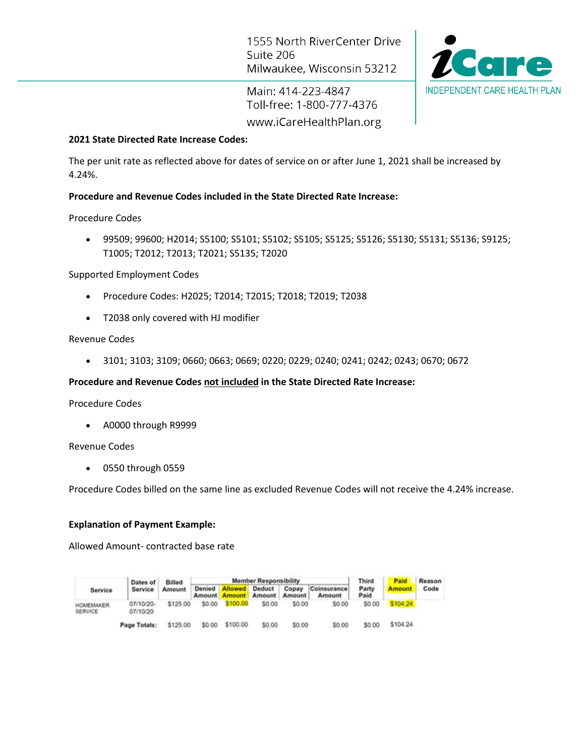1555 North RiverCenter Drive
Suite 206
Milwaukee, Wisconsin 53212

Main: 414-223-4847
Toll-free: 1-800-777-4376
www.iCareHealthPlan.org

iCare INDEPENDENT CARE HEALTH PLAN

**2021 State Directed Rate Increase Codes:**

The per unit rate as reflected above for dates of service on or after June 1, 2021 shall be increased by 4.24%.

**Procedure and Revenue Codes included in the State Directed Rate Increase:**

Procedure Codes

- 99509; 99600; H2014; S5100; S5101; S5102; S5105; S5125; S5126; S5130; S5131; S5136; S9125; T1005; T2012; T2013; T2021; S5135; T2020

Supported Employment Codes

- Procedure Codes: H2025; T2014; T2015; T2018; T2019; T2038
- T2038 only covered with HJ modifier

Revenue Codes

- 3101; 3103; 3109; 0660; 0663; 0669; 0220; 0229; 0240; 0241; 0242; 0243; 0670; 0672

**Procedure and Revenue Codes not included in the State Directed Rate Increase:**

Procedure Codes

- A0000 through R9999

Revenue Codes

- 0550 through 0559

Procedure Codes billed on the same line as excluded Revenue Codes will not receive the 4.24% increase.

**Explanation of Payment Example:**

Allowed Amount- contracted base rate

| Service | Dates of Service | Billed Amount | Member Responsibility | | | | | Third Party Paid | Paid Amount | Reason Code |
|---|---|---|---|---|---|---|---|---|---|---|
| | | | Denied Amount | Allowed Amount | Deduct Amount | Copay Amount | Coinsurance Amount | | | |
| HOMEMAKER SERVICE | 07/10/20-07/10/20 | $125.00 | $0.00 | $100.00 | $0.00 | $0.00 | $0.00 | $0.00 | $104.24 | |
| | Page Totals: | $125.00 | $0.00 | $100.00 | $0.00 | $0.00 | $0.00 | $0.00 | $104.24 | |